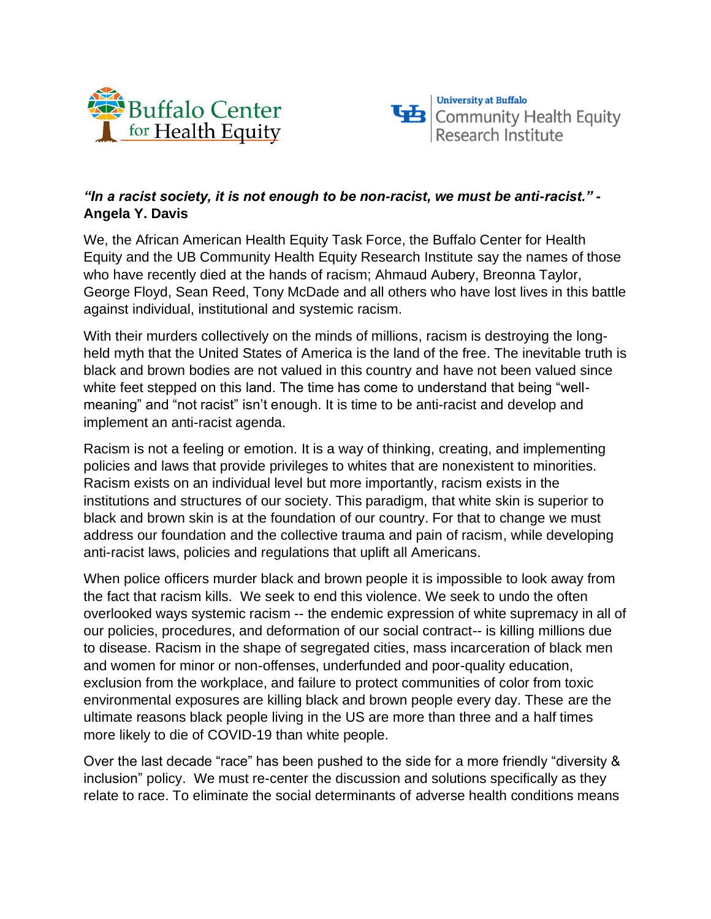Buffalo Center for Health Equity

University at Buffalo Community Health Equity Research Institute

***"In a racist society, it is not enough to be non-racist, we must be anti-racist." -* Angela Y. Davis**

We, the African American Health Equity Task Force, the Buffalo Center for Health Equity and the UB Community Health Equity Research Institute say the names of those who have recently died at the hands of racism; Ahmaud Aubery, Breonna Taylor, George Floyd, Sean Reed, Tony McDade and all others who have lost lives in this battle against individual, institutional and systemic racism.

With their murders collectively on the minds of millions, racism is destroying the long-held myth that the United States of America is the land of the free. The inevitable truth is black and brown bodies are not valued in this country and have not been valued since white feet stepped on this land. The time has come to understand that being "well-meaning" and "not racist" isn't enough. It is time to be anti-racist and develop and implement an anti-racist agenda.

Racism is not a feeling or emotion. It is a way of thinking, creating, and implementing policies and laws that provide privileges to whites that are nonexistent to minorities. Racism exists on an individual level but more importantly, racism exists in the institutions and structures of our society. This paradigm, that white skin is superior to black and brown skin is at the foundation of our country. For that to change we must address our foundation and the collective trauma and pain of racism, while developing anti-racist laws, policies and regulations that uplift all Americans.

When police officers murder black and brown people it is impossible to look away from the fact that racism kills. We seek to end this violence. We seek to undo the often overlooked ways systemic racism -- the endemic expression of white supremacy in all of our policies, procedures, and deformation of our social contract-- is killing millions due to disease. Racism in the shape of segregated cities, mass incarceration of black men and women for minor or non-offenses, underfunded and poor-quality education, exclusion from the workplace, and failure to protect communities of color from toxic environmental exposures are killing black and brown people every day. These are the ultimate reasons black people living in the US are more than three and a half times more likely to die of COVID-19 than white people.

Over the last decade "race" has been pushed to the side for a more friendly "diversity & inclusion" policy. We must re-center the discussion and solutions specifically as they relate to race. To eliminate the social determinants of adverse health conditions means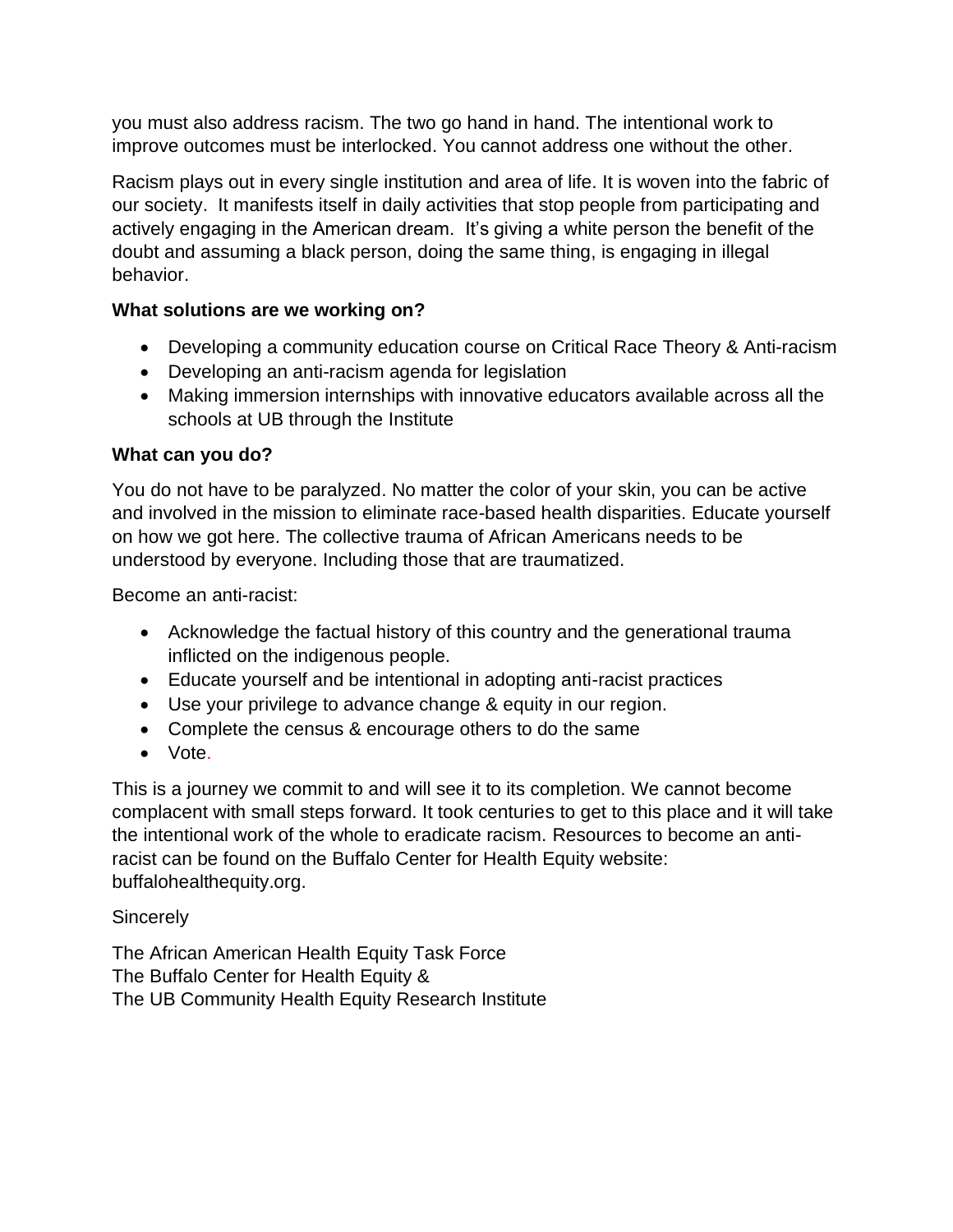you must also address racism. The two go hand in hand. The intentional work to improve outcomes must be interlocked. You cannot address one without the other.

Racism plays out in every single institution and area of life. It is woven into the fabric of our society. It manifests itself in daily activities that stop people from participating and actively engaging in the American dream. It's giving a white person the benefit of the doubt and assuming a black person, doing the same thing, is engaging in illegal behavior.

**What solutions are we working on?**

- Developing a community education course on Critical Race Theory & Anti-racism
- Developing an anti-racism agenda for legislation
- Making immersion internships with innovative educators available across all the schools at UB through the Institute

**What can you do?**

You do not have to be paralyzed. No matter the color of your skin, you can be active and involved in the mission to eliminate race-based health disparities. Educate yourself on how we got here. The collective trauma of African Americans needs to be understood by everyone. Including those that are traumatized.

Become an anti-racist:

- Acknowledge the factual history of this country and the generational trauma inflicted on the indigenous people.
- Educate yourself and be intentional in adopting anti-racist practices
- Use your privilege to advance change & equity in our region.
- Complete the census & encourage others to do the same
- Vote.

This is a journey we commit to and will see it to its completion. We cannot become complacent with small steps forward. It took centuries to get to this place and it will take the intentional work of the whole to eradicate racism. Resources to become an anti-racist can be found on the Buffalo Center for Health Equity website: buffalohealthequity.org.

Sincerely

The African American Health Equity Task Force
The Buffalo Center for Health Equity &
The UB Community Health Equity Research Institute